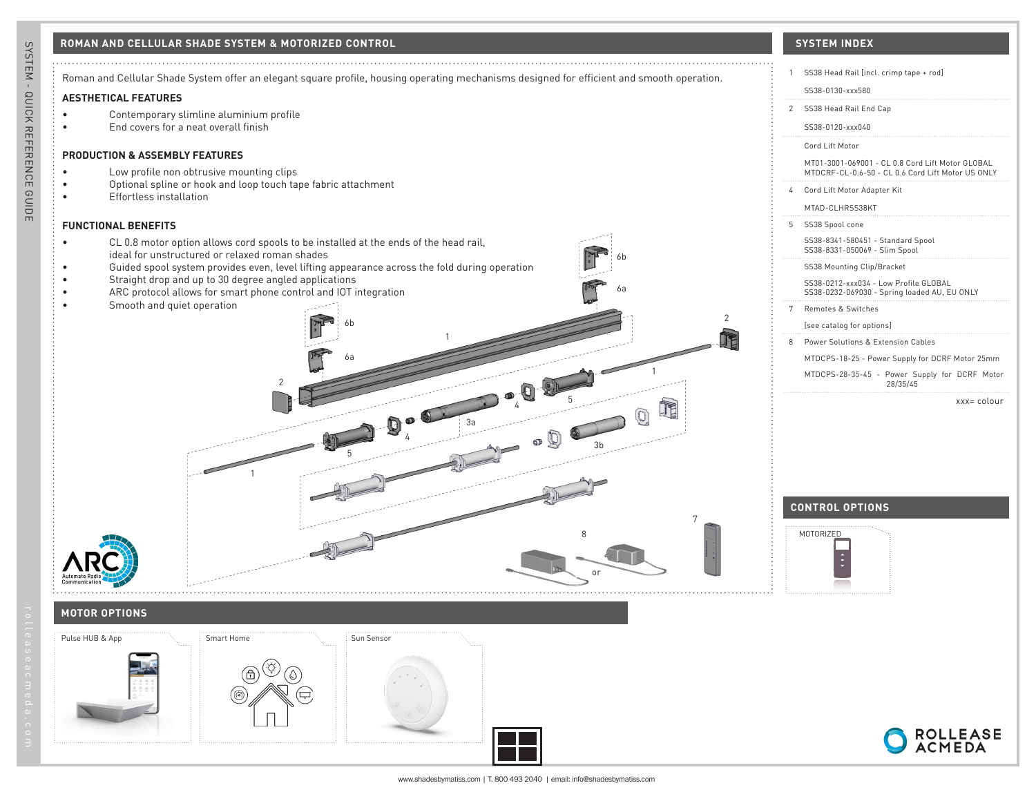## ROMAN AND CELLULAR SHADE SYSTEM & MOTORIZED CONTROL

Roman and Cellular Shade System offer an elegant square profile, housing operating mechanisms designed for efficient and smooth operation.

### AESTHETICAL FEATURES

- Contemporary slimline aluminium profile
- End covers for a neat overall finish

### PRODUCTION & ASSEMBLY FEATURES

- Low profile non obtrusive mounting clips
- Optional spline or hook and loop touch tape fabric attachment
- Effortless installation

### FUNCTIONAL BENEFITS

- CL 0.8 motor option allows cord spools to be installed at the ends of the head rail, ideal for unstructured or relaxed roman shades
- Guided spool system provides even, level lifting appearance across the fold during operation
- Straight drop and up to 30 degree angled applications
- ARC protocol allows for smart phone control and IOT integration
- Smooth and quiet operation

## SYSTEM INDEX

| # | Component |
|---|---|
| 1 | SS38 Head Rail [incl. crimp tape + rod] |
| | SS38-0130-xxx580 |
| 2 | SS38 Head Rail End Cap |
| | SS38-0120-xxx040 |
| | Cord Lift Motor |
| | MT01-3001-069001 - CL 0.8 Cord Lift Motor GLOBAL<br>MTDCRF-CL-0.6-50 - CL 0.6 Cord Lift Motor US ONLY |
| 4 | Cord Lift Motor Adapter Kit |
| | MTAD-CLHRSS38KT |
| 5 | SS38 Spool cone |
| | SS38-8341-580451 - Standard Spool<br>SS38-8331-050069 - Slim Spool |
| | SS38 Mounting Clip/Bracket |
| | SS38-0212-xxx034 - Low Profile GLOBAL<br>SS38-0232-069030 - Spring loaded AU, EU ONLY |
| 7 | Remotes & Switches |
| | [see catalog for options] |
| 8 | Power Solutions & Extension Cables |
| | MTDCPS-18-25 - Power Supply for DCRF Motor 25mm |
| | MTDCPS-28-35-45 - Power Supply for DCRF Motor 28/35/45 |

xxx= colour

## CONTROL OPTIONS

MOTORIZED

## MOTOR OPTIONS

Pulse HUB & App

Smart Home

Sun Sensor

www.shadesbymatiss.com | T. 800 493 2040 | email: info@shadesbymatiss.com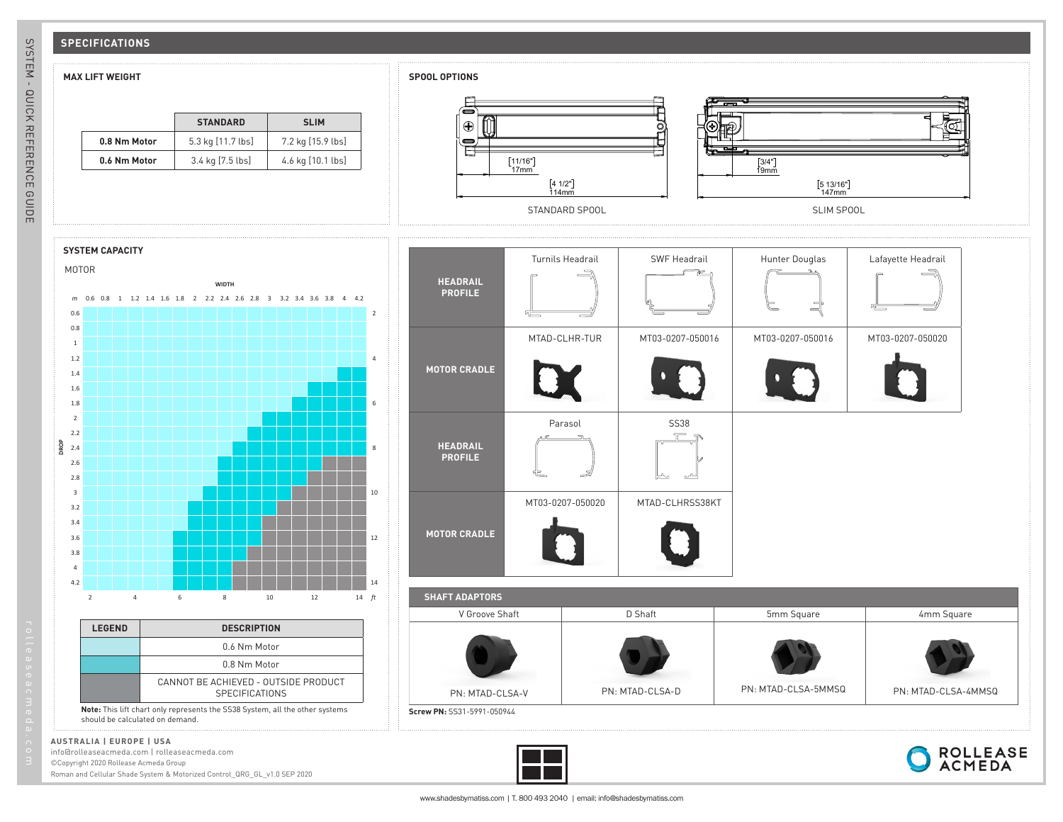## SPECIFICATIONS

### MAX LIFT WEIGHT

| | STANDARD | SLIM |
|---|---|---|
| **0.8 Nm Motor** | 5.3 kg [11.7 lbs] | 7.2 kg [15.9 lbs] |
| **0.6 Nm Motor** | 3.4 kg [7.5 lbs] | 4.6 kg [10.1 lbs] |

### SPOOL OPTIONS

[11/16"] 17mm
[4 1/2"] 114mm
STANDARD SPOOL

[3/4"] 19mm
[5 13/16"] 147mm
SLIM SPOOL

### SYSTEM CAPACITY

MOTOR

WIDTH
m 0.6 0.8 1 1.2 1.4 1.6 1.8 2 2.2 2.4 2.6 2.8 3 3.2 3.4 3.6 3.8 4 4.2
DROP
0.6 0.8 1 1.2 1.4 1.6 1.8 2 2.2 2.4 2.6 2.8 3 3.2 3.4 3.6 3.8 4 4.2
2 4 6 8 10 12 14
2 4 6 8 10 12 14 ft

| LEGEND | DESCRIPTION |
|---|---|
| | 0.6 Nm Motor |
| | 0.8 Nm Motor |
| | CANNOT BE ACHIEVED - OUTSIDE PRODUCT SPECIFICATIONS |

**Note:** This lift chart only represents the SS38 System, all the other systems should be calculated on demand.

| | | | | |
|---|---|---|---|---|
| **HEADRAIL PROFILE** | Turnils Headrail | SWF Headrail | Hunter Douglas | Lafayette Headrail |
| **MOTOR CRADLE** | MTAD-CLHR-TUR | MT03-0207-050016 | MT03-0207-050016 | MT03-0207-050020 |
| **HEADRAIL PROFILE** | Parasol | SS38 | | |
| **MOTOR CRADLE** | MT03-0207-050020 | MTAD-CLHRSS38KT | | |

### SHAFT ADAPTORS

| V Groove Shaft | D Shaft | 5mm Square | 4mm Square |
|---|---|---|---|
| PN: MTAD-CLSA-V | PN: MTAD-CLSA-D | PN: MTAD-CLSA-5MMSQ | PN: MTAD-CLSA-4MMSQ |

**Screw PN:** SS31-5991-050944

**AUSTRALIA | EUROPE | USA**
info@rolleaseacmeda.com | rolleaseacmeda.com
©Copyright 2020 Rollease Acmeda Group
Roman and Cellular Shade System & Motorized Control_QRG_GL_v1.0 SEP 2020

ROLLEASE ACMEDA

www.shadesbymatiss.com | T. 800 493 2040 | email: info@shadesbymatiss.com